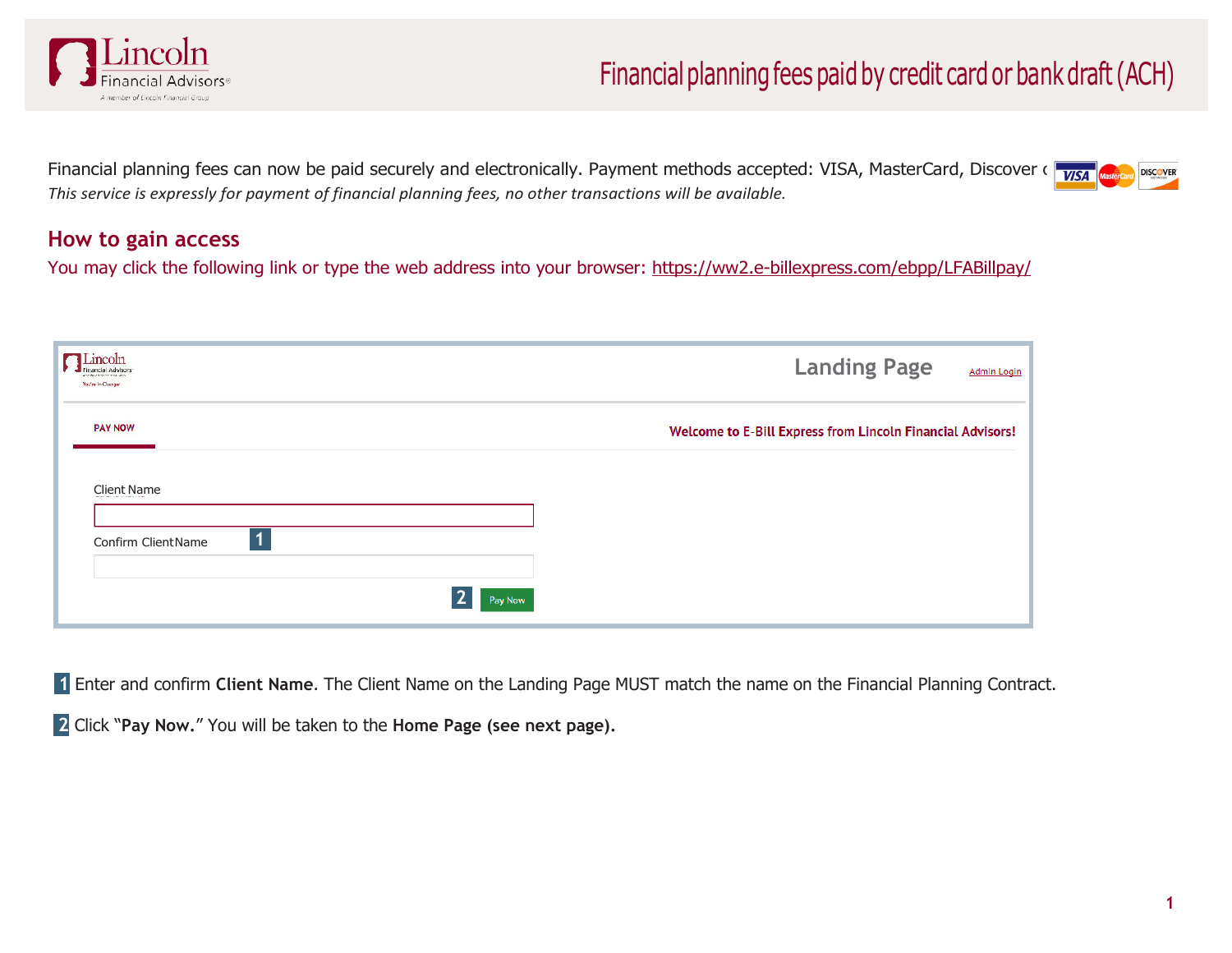# Financial planning fees paid by credit card or bank draft (ACH)

Financial planning fees can now be paid securely and electronically. Payment methods accepted: VISA, MasterCard, Discover o

*This service is expressly for payment of financial planning fees, no other transactions will be available.*

## How to gain access

You may click the following link or type the web address into your browser: https://ww2.e-billexpress.com/ebpp/LFABillpay/

Landing Page

Admin Login

PAY NOW

Welcome to E-Bill Express from Lincoln Financial Advisors!

Client Name

Confirm ClientName

1

2 Pay Now

**1** Enter and confirm **Client Name**. The Client Name on the Landing Page MUST match the name on the Financial Planning Contract.

**2** Click "**Pay Now.**" You will be taken to the **Home Page (see next page).**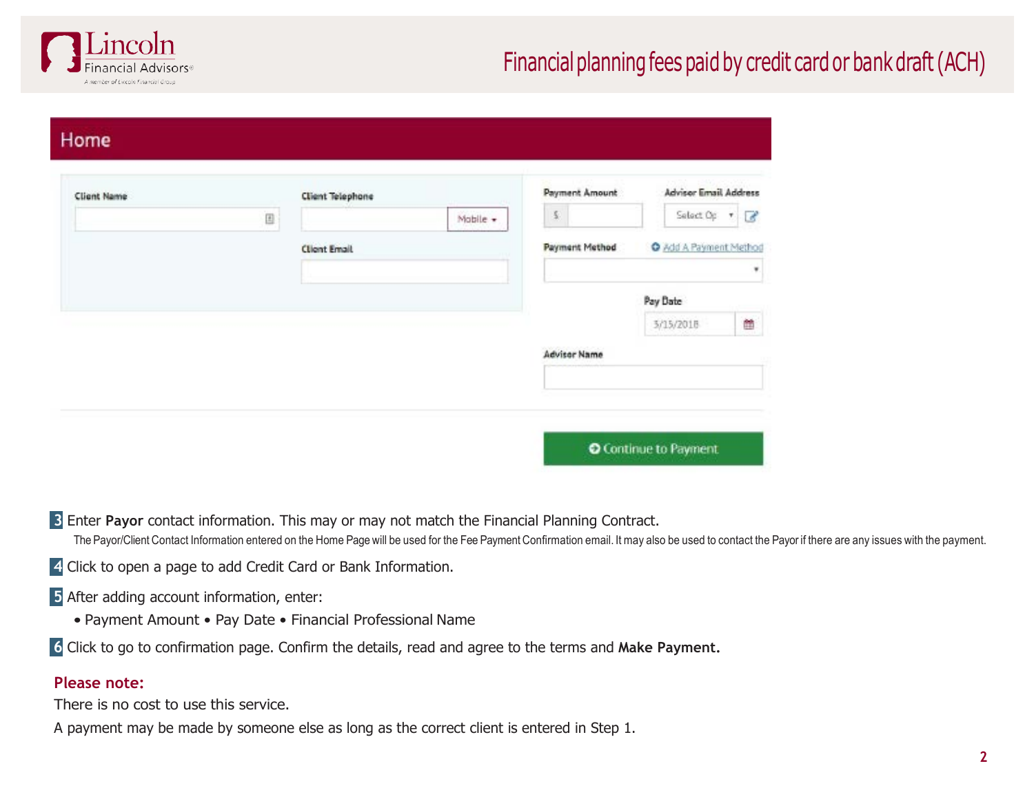# Financial planning fees paid by credit card or bank draft (ACH)

## Home

Client Name

Client Telephone

Mobile ▾

Client Email

Payment Amount

$

Advisor Email Address

Select Op ▾

Payment Method

Add A Payment Method

Pay Date

3/15/2018

Advisor Name

Continue to Payment

**3** Enter **Payor** contact information. This may or may not match the Financial Planning Contract.

The Payor/Client Contact Information entered on the Home Page will be used for the Fee Payment Confirmation email. It may also be used to contact the Payor if there are any issues with the payment.

**4** Click to open a page to add Credit Card or Bank Information.

**5** After adding account information, enter:

- Payment Amount • Pay Date • Financial Professional Name

**6** Click to go to confirmation page. Confirm the details, read and agree to the terms and **Make Payment.**

**Please note:**

There is no cost to use this service.

A payment may be made by someone else as long as the correct client is entered in Step 1.